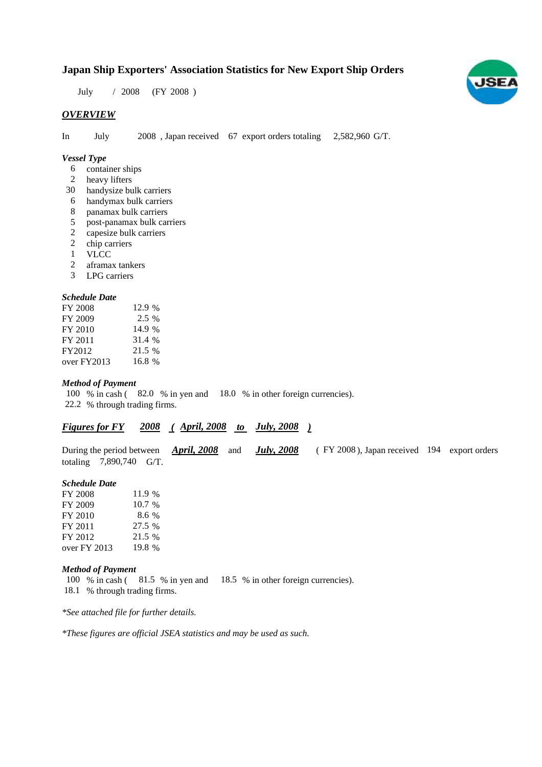# Japan Ship Exporters' Association Statistics for New Export Ship Orders

July / 2008 (FY 2008 )

## *OVERVIEW*

In July 2008 , Japan received 67 export orders totaling 2,582,960 G/T.

### *Vessel Type*

| | |
|---|---|
| 6 | container ships |
| 2 | heavy lifters |
| 30 | handysize bulk carriers |
| 6 | handymax bulk carriers |
| 8 | panamax bulk carriers |
| 5 | post-panamax bulk carriers |
| 2 | capesize bulk carriers |
| 2 | chip carriers |
| 1 | VLCC |
| 2 | aframax tankers |
| 3 | LPG carriers |

### *Schedule Date*

| | |
|---|---|
| FY 2008 | 12.9 % |
| FY 2009 | 2.5 % |
| FY 2010 | 14.9 % |
| FY 2011 | 31.4 % |
| FY2012 | 21.5 % |
| over FY2013 | 16.8 % |

### *Method of Payment*

100 % in cash ( 82.0 % in yen and 18.0 % in other foreign currencies).
22.2 % through trading firms.

## ***Figures for FY 2008 ( April, 2008 to July, 2008 )***

During the period between ***April, 2008*** and ***July, 2008*** ( FY 2008 ), Japan received 194 export orders totaling 7,890,740 G/T.

### *Schedule Date*

| | |
|---|---|
| FY 2008 | 11.9 % |
| FY 2009 | 10.7 % |
| FY 2010 | 8.6 % |
| FY 2011 | 27.5 % |
| FY 2012 | 21.5 % |
| over FY 2013 | 19.8 % |

### *Method of Payment*

100 % in cash ( 81.5 % in yen and 18.5 % in other foreign currencies).
18.1 % through trading firms.

*\*See attached file for further details.*

*\*These figures are official JSEA statistics and may be used as such.*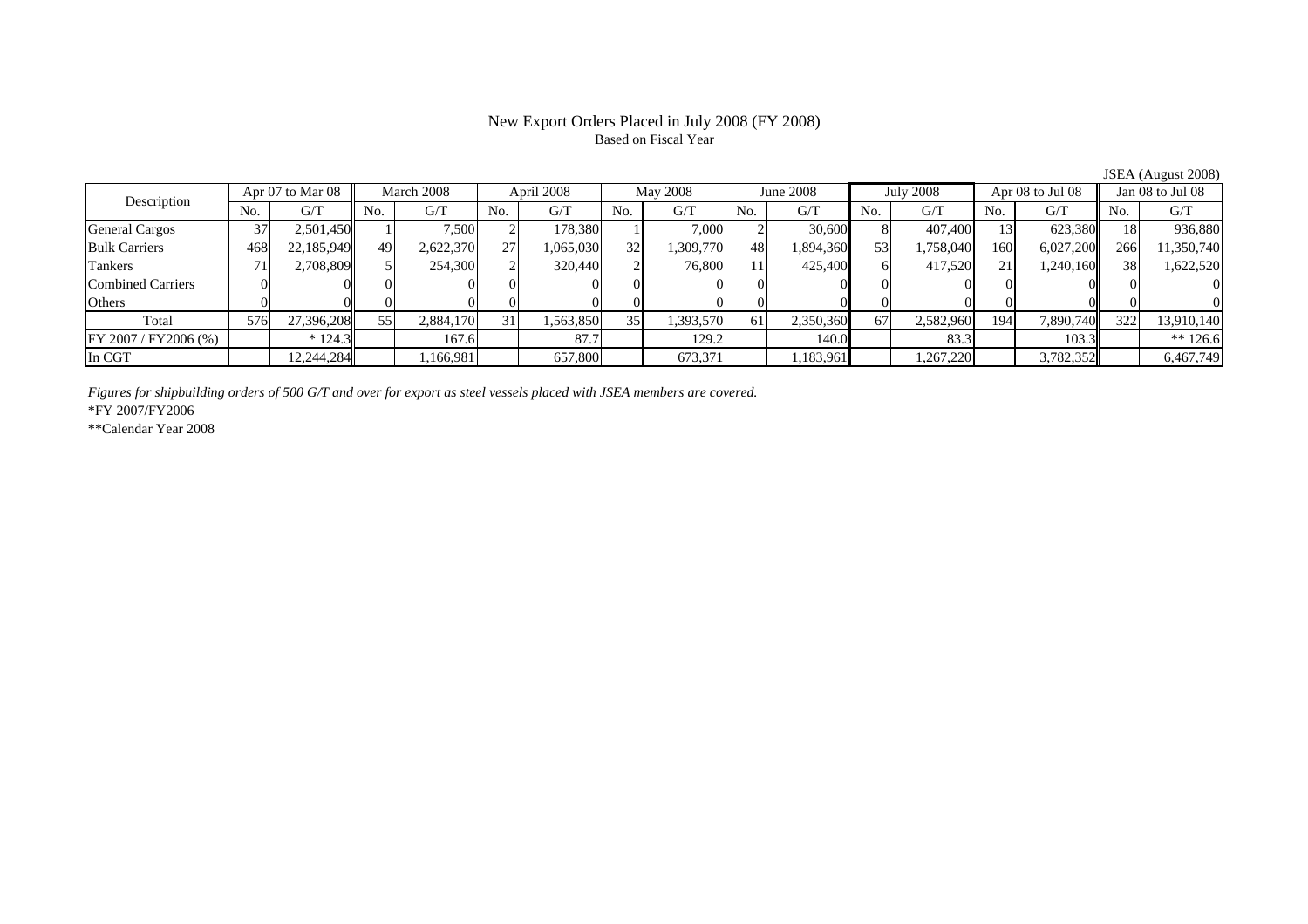# New Export Orders Placed in July 2008 (FY 2008)

Based on Fiscal Year

JSEA (August 2008)

| Description | Apr 07 to Mar 08 | | March 2008 | | April 2008 | | May 2008 | | June 2008 | | July 2008 | | Apr 08 to Jul 08 | | Jan 08 to Jul 08 | |
|---|---|---|---|---|---|---|---|---|---|---|---|---|---|---|---|---|
| | No. | G/T | No. | G/T | No. | G/T | No. | G/T | No. | G/T | No. | G/T | No. | G/T | No. | G/T |
| General Cargos | 37 | 2,501,450 | 1 | 7,500 | 2 | 178,380 | 1 | 7,000 | 2 | 30,600 | 8 | 407,400 | 13 | 623,380 | 18 | 936,880 |
| Bulk Carriers | 468 | 22,185,949 | 49 | 2,622,370 | 27 | 1,065,030 | 32 | 1,309,770 | 48 | 1,894,360 | 53 | 1,758,040 | 160 | 6,027,200 | 266 | 11,350,740 |
| Tankers | 71 | 2,708,809 | 5 | 254,300 | 2 | 320,440 | 2 | 76,800 | 11 | 425,400 | 6 | 417,520 | 21 | 1,240,160 | 38 | 1,622,520 |
| Combined Carriers | 0 | 0 | 0 | 0 | 0 | 0 | 0 | 0 | 0 | 0 | 0 | 0 | 0 | 0 | 0 | 0 |
| Others | 0 | 0 | 0 | 0 | 0 | 0 | 0 | 0 | 0 | 0 | 0 | 0 | 0 | 0 | 0 | 0 |
| Total | 576 | 27,396,208 | 55 | 2,884,170 | 31 | 1,563,850 | 35 | 1,393,570 | 61 | 2,350,360 | 67 | 2,582,960 | 194 | 7,890,740 | 322 | 13,910,140 |
| FY 2007 / FY2006 (%) | | * 124.3 | | 167.6 | | 87.7 | | 129.2 | | 140.0 | | 83.3 | | 103.3 | | ** 126.6 |
| In CGT | | 12,244,284 | | 1,166,981 | | 657,800 | | 673,371 | | 1,183,961 | | 1,267,220 | | 3,782,352 | | 6,467,749 |

*Figures for shipbuilding orders of 500 G/T and over for export as steel vessels placed with JSEA members are covered.*

*FY 2007/FY2006

**Calendar Year 2008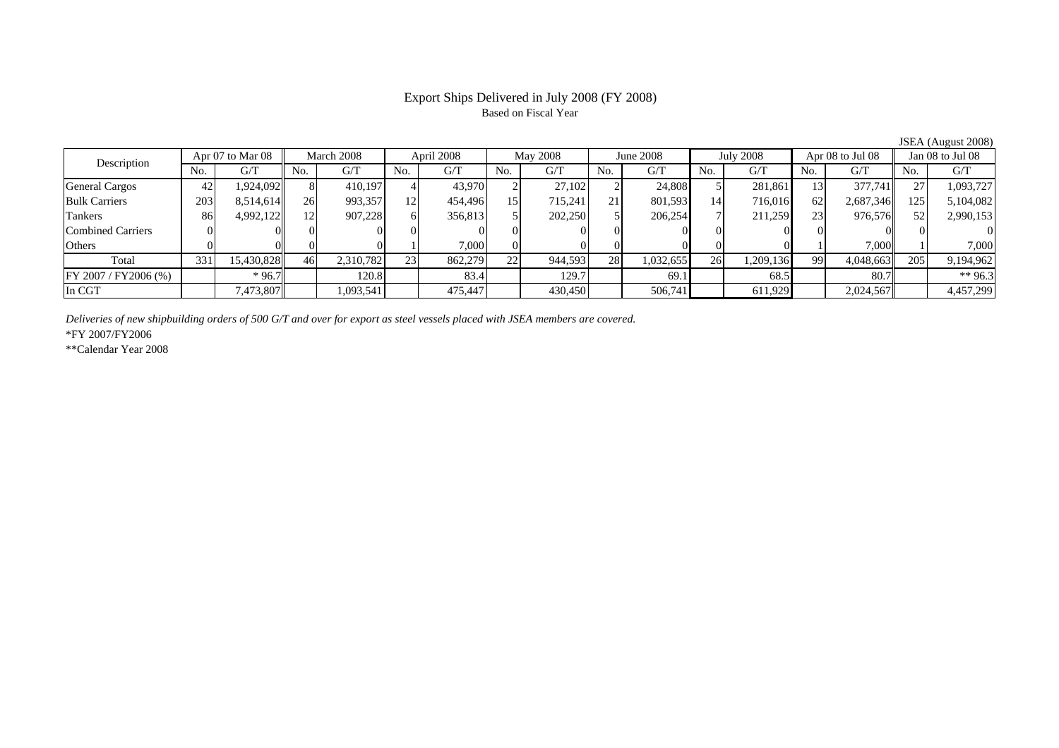# Export Ships Delivered in July 2008 (FY 2008)

Based on Fiscal Year

JSEA (August 2008)

| Description | Apr 07 to Mar 08 | | March 2008 | | April 2008 | | May 2008 | | June 2008 | | July 2008 | | Apr 08 to Jul 08 | | Jan 08 to Jul 08 | |
|---|---|---|---|---|---|---|---|---|---|---|---|---|---|---|---|---|
| | No. | G/T | No. | G/T | No. | G/T | No. | G/T | No. | G/T | No. | G/T | No. | G/T | No. | G/T |
| General Cargos | 42 | 1,924,092 | 8 | 410,197 | 4 | 43,970 | 2 | 27,102 | 2 | 24,808 | 5 | 281,861 | 13 | 377,741 | 27 | 1,093,727 |
| Bulk Carriers | 203 | 8,514,614 | 26 | 993,357 | 12 | 454,496 | 15 | 715,241 | 21 | 801,593 | 14 | 716,016 | 62 | 2,687,346 | 125 | 5,104,082 |
| Tankers | 86 | 4,992,122 | 12 | 907,228 | 6 | 356,813 | 5 | 202,250 | 5 | 206,254 | 7 | 211,259 | 23 | 976,576 | 52 | 2,990,153 |
| Combined Carriers | 0 | 0 | 0 | 0 | 0 | 0 | 0 | 0 | 0 | 0 | 0 | 0 | 0 | 0 | 0 | 0 |
| Others | 0 | 0 | 0 | 0 | 1 | 7,000 | 0 | 0 | 0 | 0 | 0 | 0 | 1 | 7,000 | 1 | 7,000 |
| Total | 331 | 15,430,828 | 46 | 2,310,782 | 23 | 862,279 | 22 | 944,593 | 28 | 1,032,655 | 26 | 1,209,136 | 99 | 4,048,663 | 205 | 9,194,962 |
| FY 2007 / FY2006 (%) | | * 96.7 | | 120.8 | | 83.4 | | 129.7 | | 69.1 | | 68.5 | | 80.7 | | ** 96.3 |
| In CGT | | 7,473,807 | | 1,093,541 | | 475,447 | | 430,450 | | 506,741 | | 611,929 | | 2,024,567 | | 4,457,299 |

*Deliveries of new shipbuilding orders of 500 G/T and over for export as steel vessels placed with JSEA members are covered.*

*FY 2007/FY2006

**Calendar Year 2008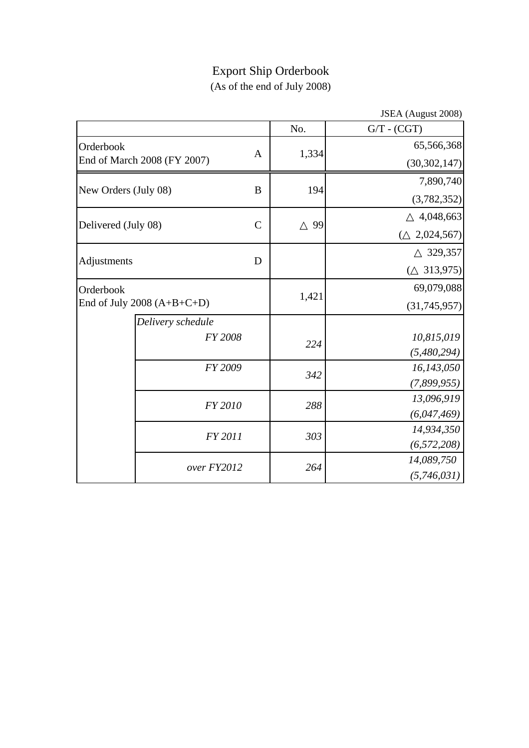# Export Ship Orderbook

(As of the end of July 2008)

JSEA (August 2008)

| | | | No. | G/T - (CGT) |
|---|---|---|---|---|
| Orderbook<br>End of March 2008 (FY 2007) | | A | 1,334 | 65,566,368<br>(30,302,147) |
| New Orders (July 08) | | B | 194 | 7,890,740<br>(3,782,352) |
| Delivered (July 08) | | C | △ 99 | △ 4,048,663<br>(△ 2,024,567) |
| Adjustments | | D | | △ 329,357<br>(△ 313,975) |
| Orderbook<br>End of July 2008 (A+B+C+D) | | | 1,421 | 69,079,088<br>(31,745,957) |
| | *Delivery schedule*<br>*FY 2008* | | *224* | *10,815,019*<br>*(5,480,294)* |
| | *FY 2009* | | *342* | *16,143,050*<br>*(7,899,955)* |
| | *FY 2010* | | *288* | *13,096,919*<br>*(6,047,469)* |
| | *FY 2011* | | *303* | *14,934,350*<br>*(6,572,208)* |
| | *over FY2012* | | *264* | *14,089,750*<br>*(5,746,031)* |